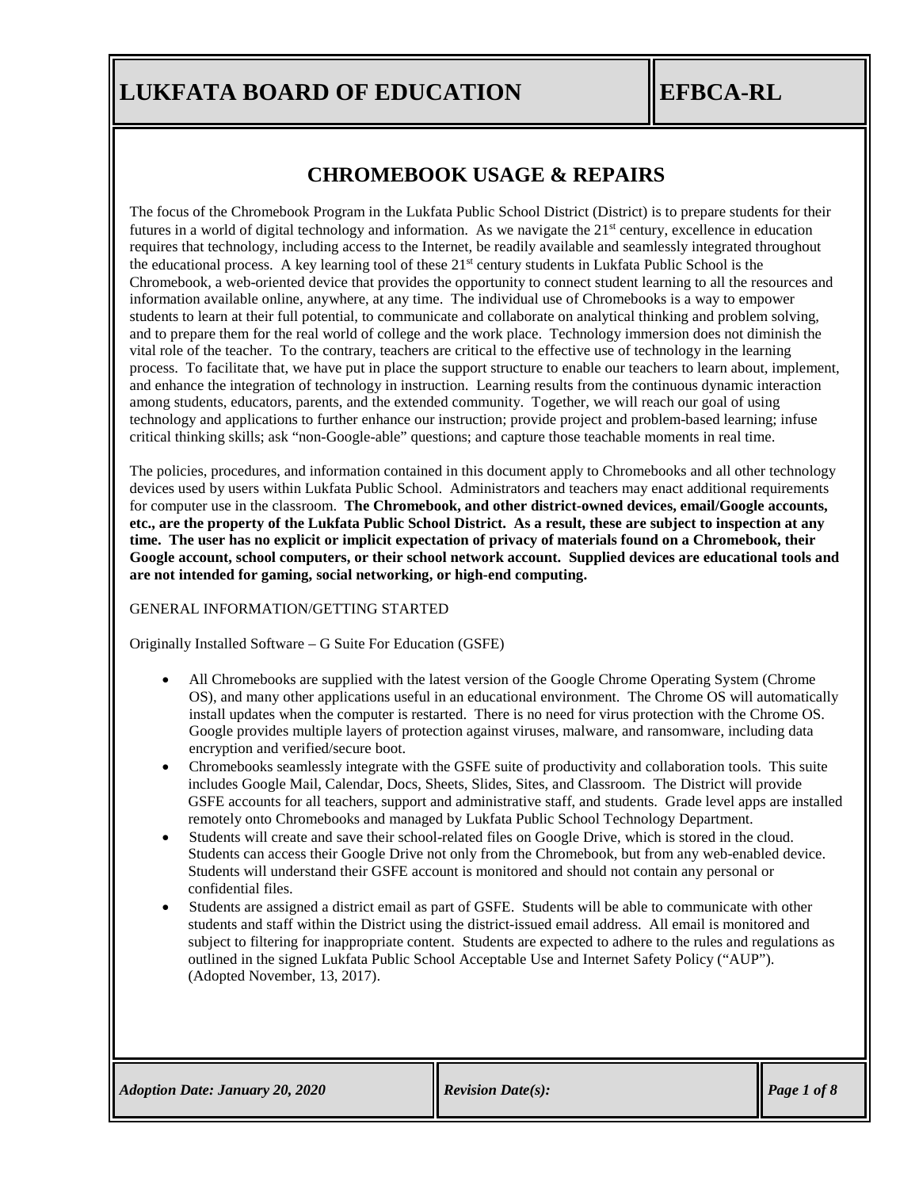# CHROMEBOOK USAGE & REPAIRS

The focus of the Chromebook Program in the Lukfata Public School District (District) is to prepare students for their futures in a world of digital technology and information. As we navigate the 21st century, excellence in education requires that technology, including access to the Internet, be readily available and seamlessly integrated throughout the educational process. A key learning tool of these 21st century students in Lukfata Public School is the Chromebook, a web-oriented device that provides the opportunity to connect student learning to all the resources and information available online, anywhere, at any time. The individual use of Chromebooks is a way to empower students to learn at their full potential, to communicate and collaborate on analytical thinking and problem solving, and to prepare them for the real world of college and the work place. Technology immersion does not diminish the vital role of the teacher. To the contrary, teachers are critical to the effective use of technology in the learning process. To facilitate that, we have put in place the support structure to enable our teachers to learn about, implement, and enhance the integration of technology in instruction. Learning results from the continuous dynamic interaction among students, educators, parents, and the extended community. Together, we will reach our goal of using technology and applications to further enhance our instruction; provide project and problem-based learning; infuse critical thinking skills; ask "non-Google-able" questions; and capture those teachable moments in real time.

The policies, procedures, and information contained in this document apply to Chromebooks and all other technology devices used by users within Lukfata Public School. Administrators and teachers may enact additional requirements for computer use in the classroom. **The Chromebook, and other district-owned devices, email/Google accounts, etc., are the property of the Lukfata Public School District. As a result, these are subject to inspection at any time. The user has no explicit or implicit expectation of privacy of materials found on a Chromebook, their Google account, school computers, or their school network account. Supplied devices are educational tools and are not intended for gaming, social networking, or high-end computing.**

GENERAL INFORMATION/GETTING STARTED

Originally Installed Software – G Suite For Education (GSFE)

- All Chromebooks are supplied with the latest version of the Google Chrome Operating System (Chrome OS), and many other applications useful in an educational environment. The Chrome OS will automatically install updates when the computer is restarted. There is no need for virus protection with the Chrome OS. Google provides multiple layers of protection against viruses, malware, and ransomware, including data encryption and verified/secure boot.
- Chromebooks seamlessly integrate with the GSFE suite of productivity and collaboration tools. This suite includes Google Mail, Calendar, Docs, Sheets, Slides, Sites, and Classroom. The District will provide GSFE accounts for all teachers, support and administrative staff, and students. Grade level apps are installed remotely onto Chromebooks and managed by Lukfata Public School Technology Department.
- Students will create and save their school-related files on Google Drive, which is stored in the cloud. Students can access their Google Drive not only from the Chromebook, but from any web-enabled device. Students will understand their GSFE account is monitored and should not contain any personal or confidential files.
- Students are assigned a district email as part of GSFE. Students will be able to communicate with other students and staff within the District using the district-issued email address. All email is monitored and subject to filtering for inappropriate content. Students are expected to adhere to the rules and regulations as outlined in the signed Lukfata Public School Acceptable Use and Internet Safety Policy ("AUP"). (Adopted November, 13, 2017).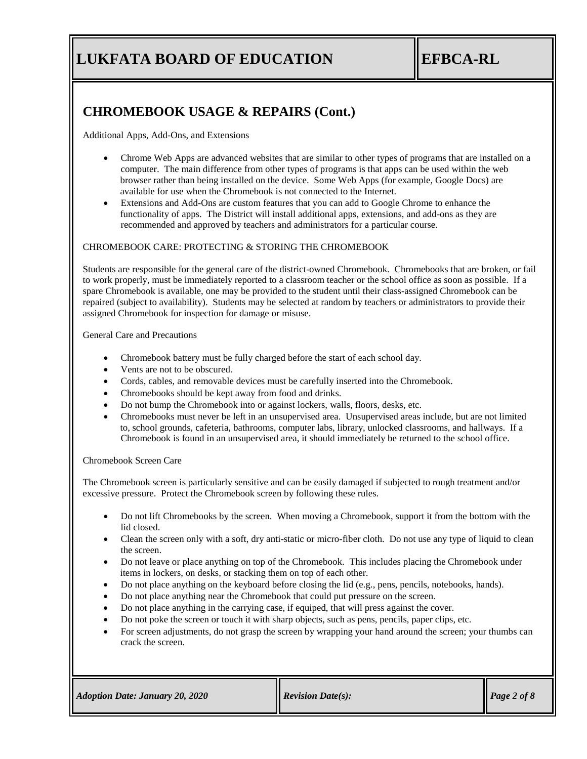## CHROMEBOOK USAGE & REPAIRS (Cont.)

Additional Apps, Add-Ons, and Extensions

- Chrome Web Apps are advanced websites that are similar to other types of programs that are installed on a computer. The main difference from other types of programs is that apps can be used within the web browser rather than being installed on the device. Some Web Apps (for example, Google Docs) are available for use when the Chromebook is not connected to the Internet.
- Extensions and Add-Ons are custom features that you can add to Google Chrome to enhance the functionality of apps. The District will install additional apps, extensions, and add-ons as they are recommended and approved by teachers and administrators for a particular course.

CHROMEBOOK CARE: PROTECTING & STORING THE CHROMEBOOK

Students are responsible for the general care of the district-owned Chromebook. Chromebooks that are broken, or fail to work properly, must be immediately reported to a classroom teacher or the school office as soon as possible. If a spare Chromebook is available, one may be provided to the student until their class-assigned Chromebook can be repaired (subject to availability). Students may be selected at random by teachers or administrators to provide their assigned Chromebook for inspection for damage or misuse.

General Care and Precautions

- Chromebook battery must be fully charged before the start of each school day.
- Vents are not to be obscured.
- Cords, cables, and removable devices must be carefully inserted into the Chromebook.
- Chromebooks should be kept away from food and drinks.
- Do not bump the Chromebook into or against lockers, walls, floors, desks, etc.
- Chromebooks must never be left in an unsupervised area. Unsupervised areas include, but are not limited to, school grounds, cafeteria, bathrooms, computer labs, library, unlocked classrooms, and hallways. If a Chromebook is found in an unsupervised area, it should immediately be returned to the school office.

Chromebook Screen Care

The Chromebook screen is particularly sensitive and can be easily damaged if subjected to rough treatment and/or excessive pressure. Protect the Chromebook screen by following these rules.

- Do not lift Chromebooks by the screen. When moving a Chromebook, support it from the bottom with the lid closed.
- Clean the screen only with a soft, dry anti-static or micro-fiber cloth. Do not use any type of liquid to clean the screen.
- Do not leave or place anything on top of the Chromebook. This includes placing the Chromebook under items in lockers, on desks, or stacking them on top of each other.
- Do not place anything on the keyboard before closing the lid (e.g., pens, pencils, notebooks, hands).
- Do not place anything near the Chromebook that could put pressure on the screen.
- Do not place anything in the carrying case, if equiped, that will press against the cover.
- Do not poke the screen or touch it with sharp objects, such as pens, pencils, paper clips, etc.
- For screen adjustments, do not grasp the screen by wrapping your hand around the screen; your thumbs can crack the screen.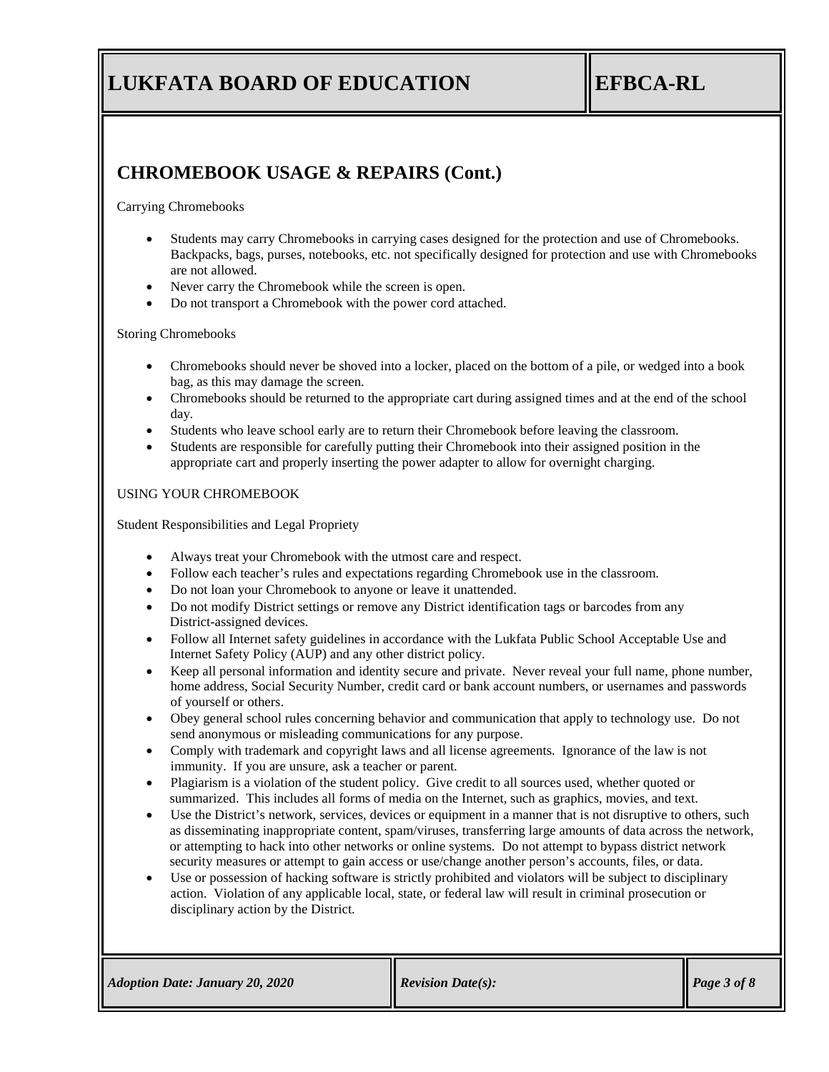## CHROMEBOOK USAGE & REPAIRS (Cont.)

Carrying Chromebooks

- Students may carry Chromebooks in carrying cases designed for the protection and use of Chromebooks. Backpacks, bags, purses, notebooks, etc. not specifically designed for protection and use with Chromebooks are not allowed.
- Never carry the Chromebook while the screen is open.
- Do not transport a Chromebook with the power cord attached.

Storing Chromebooks

- Chromebooks should never be shoved into a locker, placed on the bottom of a pile, or wedged into a book bag, as this may damage the screen.
- Chromebooks should be returned to the appropriate cart during assigned times and at the end of the school day.
- Students who leave school early are to return their Chromebook before leaving the classroom.
- Students are responsible for carefully putting their Chromebook into their assigned position in the appropriate cart and properly inserting the power adapter to allow for overnight charging.

USING YOUR CHROMEBOOK

Student Responsibilities and Legal Propriety

- Always treat your Chromebook with the utmost care and respect.
- Follow each teacher's rules and expectations regarding Chromebook use in the classroom.
- Do not loan your Chromebook to anyone or leave it unattended.
- Do not modify District settings or remove any District identification tags or barcodes from any District-assigned devices.
- Follow all Internet safety guidelines in accordance with the Lukfata Public School Acceptable Use and Internet Safety Policy (AUP) and any other district policy.
- Keep all personal information and identity secure and private. Never reveal your full name, phone number, home address, Social Security Number, credit card or bank account numbers, or usernames and passwords of yourself or others.
- Obey general school rules concerning behavior and communication that apply to technology use. Do not send anonymous or misleading communications for any purpose.
- Comply with trademark and copyright laws and all license agreements. Ignorance of the law is not immunity. If you are unsure, ask a teacher or parent.
- Plagiarism is a violation of the student policy. Give credit to all sources used, whether quoted or summarized. This includes all forms of media on the Internet, such as graphics, movies, and text.
- Use the District's network, services, devices or equipment in a manner that is not disruptive to others, such as disseminating inappropriate content, spam/viruses, transferring large amounts of data across the network, or attempting to hack into other networks or online systems. Do not attempt to bypass district network security measures or attempt to gain access or use/change another person's accounts, files, or data.
- Use or possession of hacking software is strictly prohibited and violators will be subject to disciplinary action. Violation of any applicable local, state, or federal law will result in criminal prosecution or disciplinary action by the District.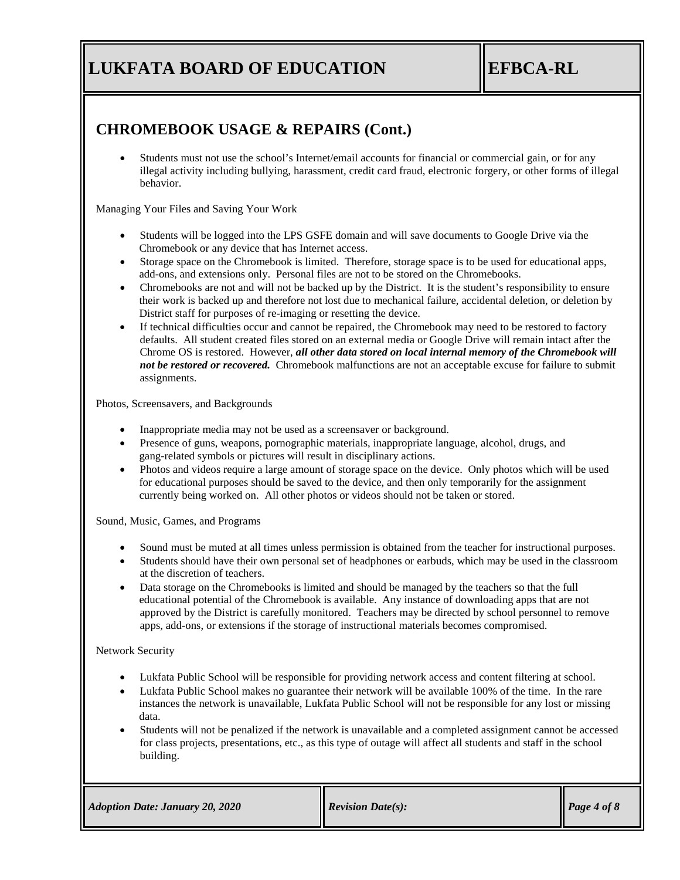## CHROMEBOOK USAGE & REPAIRS (Cont.)

- Students must not use the school's Internet/email accounts for financial or commercial gain, or for any illegal activity including bullying, harassment, credit card fraud, electronic forgery, or other forms of illegal behavior.

Managing Your Files and Saving Your Work

- Students will be logged into the LPS GSFE domain and will save documents to Google Drive via the Chromebook or any device that has Internet access.
- Storage space on the Chromebook is limited. Therefore, storage space is to be used for educational apps, add-ons, and extensions only. Personal files are not to be stored on the Chromebooks.
- Chromebooks are not and will not be backed up by the District. It is the student's responsibility to ensure their work is backed up and therefore not lost due to mechanical failure, accidental deletion, or deletion by District staff for purposes of re-imaging or resetting the device.
- If technical difficulties occur and cannot be repaired, the Chromebook may need to be restored to factory defaults. All student created files stored on an external media or Google Drive will remain intact after the Chrome OS is restored. However, ***all other data stored on local internal memory of the Chromebook will not be restored or recovered.*** Chromebook malfunctions are not an acceptable excuse for failure to submit assignments.

Photos, Screensavers, and Backgrounds

- Inappropriate media may not be used as a screensaver or background.
- Presence of guns, weapons, pornographic materials, inappropriate language, alcohol, drugs, and gang-related symbols or pictures will result in disciplinary actions.
- Photos and videos require a large amount of storage space on the device. Only photos which will be used for educational purposes should be saved to the device, and then only temporarily for the assignment currently being worked on. All other photos or videos should not be taken or stored.

Sound, Music, Games, and Programs

- Sound must be muted at all times unless permission is obtained from the teacher for instructional purposes.
- Students should have their own personal set of headphones or earbuds, which may be used in the classroom at the discretion of teachers.
- Data storage on the Chromebooks is limited and should be managed by the teachers so that the full educational potential of the Chromebook is available. Any instance of downloading apps that are not approved by the District is carefully monitored. Teachers may be directed by school personnel to remove apps, add-ons, or extensions if the storage of instructional materials becomes compromised.

Network Security

- Lukfata Public School will be responsible for providing network access and content filtering at school.
- Lukfata Public School makes no guarantee their network will be available 100% of the time. In the rare instances the network is unavailable, Lukfata Public School will not be responsible for any lost or missing data.
- Students will not be penalized if the network is unavailable and a completed assignment cannot be accessed for class projects, presentations, etc., as this type of outage will affect all students and staff in the school building.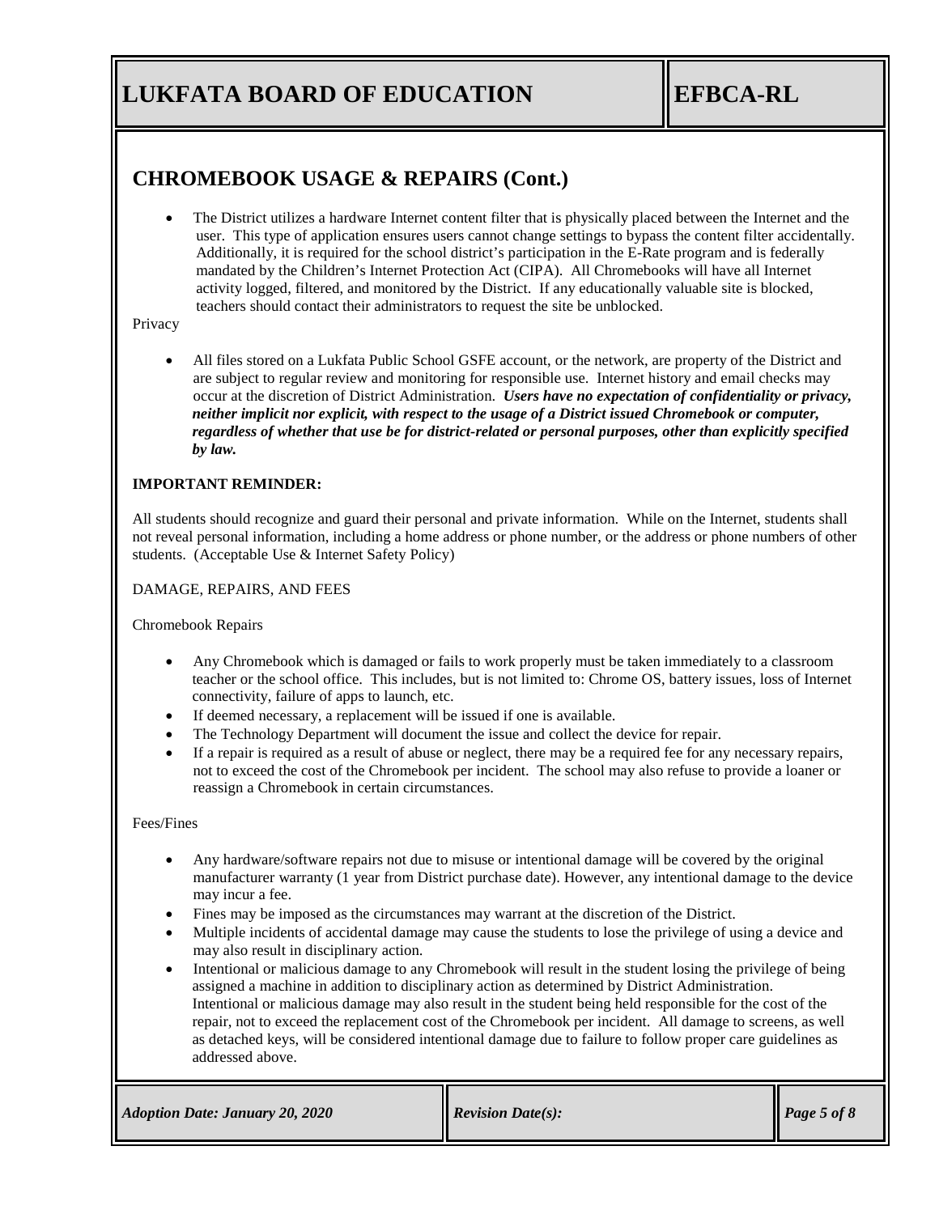## CHROMEBOOK USAGE & REPAIRS (Cont.)

- The District utilizes a hardware Internet content filter that is physically placed between the Internet and the user. This type of application ensures users cannot change settings to bypass the content filter accidentally. Additionally, it is required for the school district's participation in the E-Rate program and is federally mandated by the Children's Internet Protection Act (CIPA). All Chromebooks will have all Internet activity logged, filtered, and monitored by the District. If any educationally valuable site is blocked, teachers should contact their administrators to request the site be unblocked.

Privacy

- All files stored on a Lukfata Public School GSFE account, or the network, are property of the District and are subject to regular review and monitoring for responsible use. Internet history and email checks may occur at the discretion of District Administration. ***Users have no expectation of confidentiality or privacy, neither implicit nor explicit, with respect to the usage of a District issued Chromebook or computer, regardless of whether that use be for district-related or personal purposes, other than explicitly specified by law.***

**IMPORTANT REMINDER:**

All students should recognize and guard their personal and private information. While on the Internet, students shall not reveal personal information, including a home address or phone number, or the address or phone numbers of other students. (Acceptable Use & Internet Safety Policy)

DAMAGE, REPAIRS, AND FEES

Chromebook Repairs

- Any Chromebook which is damaged or fails to work properly must be taken immediately to a classroom teacher or the school office. This includes, but is not limited to: Chrome OS, battery issues, loss of Internet connectivity, failure of apps to launch, etc.
- If deemed necessary, a replacement will be issued if one is available.
- The Technology Department will document the issue and collect the device for repair.
- If a repair is required as a result of abuse or neglect, there may be a required fee for any necessary repairs, not to exceed the cost of the Chromebook per incident. The school may also refuse to provide a loaner or reassign a Chromebook in certain circumstances.

Fees/Fines

- Any hardware/software repairs not due to misuse or intentional damage will be covered by the original manufacturer warranty (1 year from District purchase date). However, any intentional damage to the device may incur a fee.
- Fines may be imposed as the circumstances may warrant at the discretion of the District.
- Multiple incidents of accidental damage may cause the students to lose the privilege of using a device and may also result in disciplinary action.
- Intentional or malicious damage to any Chromebook will result in the student losing the privilege of being assigned a machine in addition to disciplinary action as determined by District Administration. Intentional or malicious damage may also result in the student being held responsible for the cost of the repair, not to exceed the replacement cost of the Chromebook per incident. All damage to screens, as well as detached keys, will be considered intentional damage due to failure to follow proper care guidelines as addressed above.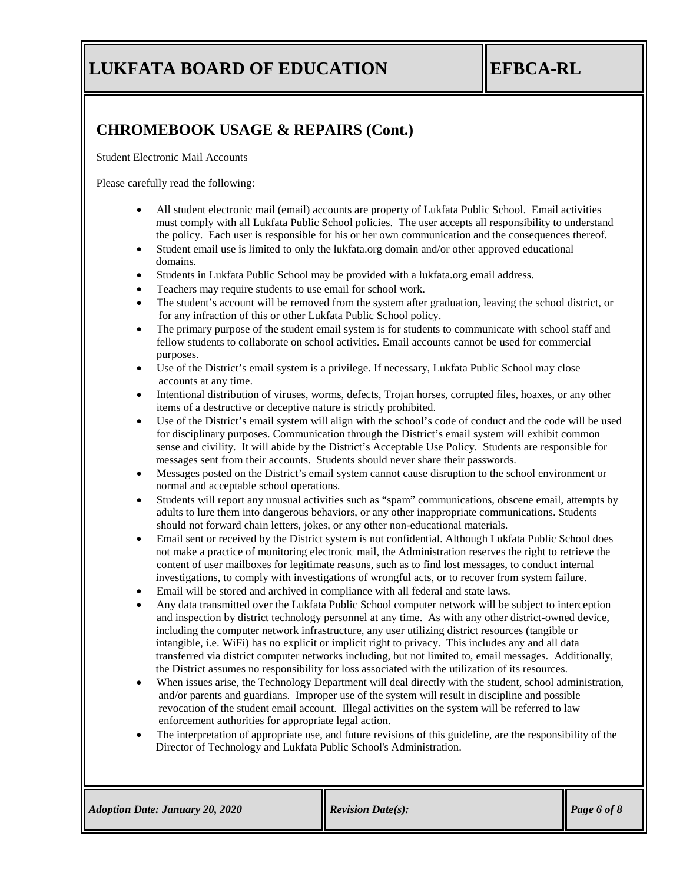## CHROMEBOOK USAGE & REPAIRS (Cont.)

Student Electronic Mail Accounts

Please carefully read the following:

- All student electronic mail (email) accounts are property of Lukfata Public School. Email activities must comply with all Lukfata Public School policies. The user accepts all responsibility to understand the policy. Each user is responsible for his or her own communication and the consequences thereof.
- Student email use is limited to only the lukfata.org domain and/or other approved educational domains.
- Students in Lukfata Public School may be provided with a lukfata.org email address.
- Teachers may require students to use email for school work.
- The student's account will be removed from the system after graduation, leaving the school district, or for any infraction of this or other Lukfata Public School policy.
- The primary purpose of the student email system is for students to communicate with school staff and fellow students to collaborate on school activities. Email accounts cannot be used for commercial purposes.
- Use of the District's email system is a privilege. If necessary, Lukfata Public School may close accounts at any time.
- Intentional distribution of viruses, worms, defects, Trojan horses, corrupted files, hoaxes, or any other items of a destructive or deceptive nature is strictly prohibited.
- Use of the District's email system will align with the school's code of conduct and the code will be used for disciplinary purposes. Communication through the District's email system will exhibit common sense and civility. It will abide by the District's Acceptable Use Policy. Students are responsible for messages sent from their accounts. Students should never share their passwords.
- Messages posted on the District's email system cannot cause disruption to the school environment or normal and acceptable school operations.
- Students will report any unusual activities such as "spam" communications, obscene email, attempts by adults to lure them into dangerous behaviors, or any other inappropriate communications. Students should not forward chain letters, jokes, or any other non-educational materials.
- Email sent or received by the District system is not confidential. Although Lukfata Public School does not make a practice of monitoring electronic mail, the Administration reserves the right to retrieve the content of user mailboxes for legitimate reasons, such as to find lost messages, to conduct internal investigations, to comply with investigations of wrongful acts, or to recover from system failure.
- Email will be stored and archived in compliance with all federal and state laws.
- Any data transmitted over the Lukfata Public School computer network will be subject to interception and inspection by district technology personnel at any time. As with any other district-owned device, including the computer network infrastructure, any user utilizing district resources (tangible or intangible, i.e. WiFi) has no explicit or implicit right to privacy. This includes any and all data transferred via district computer networks including, but not limited to, email messages. Additionally, the District assumes no responsibility for loss associated with the utilization of its resources.
- When issues arise, the Technology Department will deal directly with the student, school administration, and/or parents and guardians. Improper use of the system will result in discipline and possible revocation of the student email account. Illegal activities on the system will be referred to law enforcement authorities for appropriate legal action.
- The interpretation of appropriate use, and future revisions of this guideline, are the responsibility of the Director of Technology and Lukfata Public School's Administration.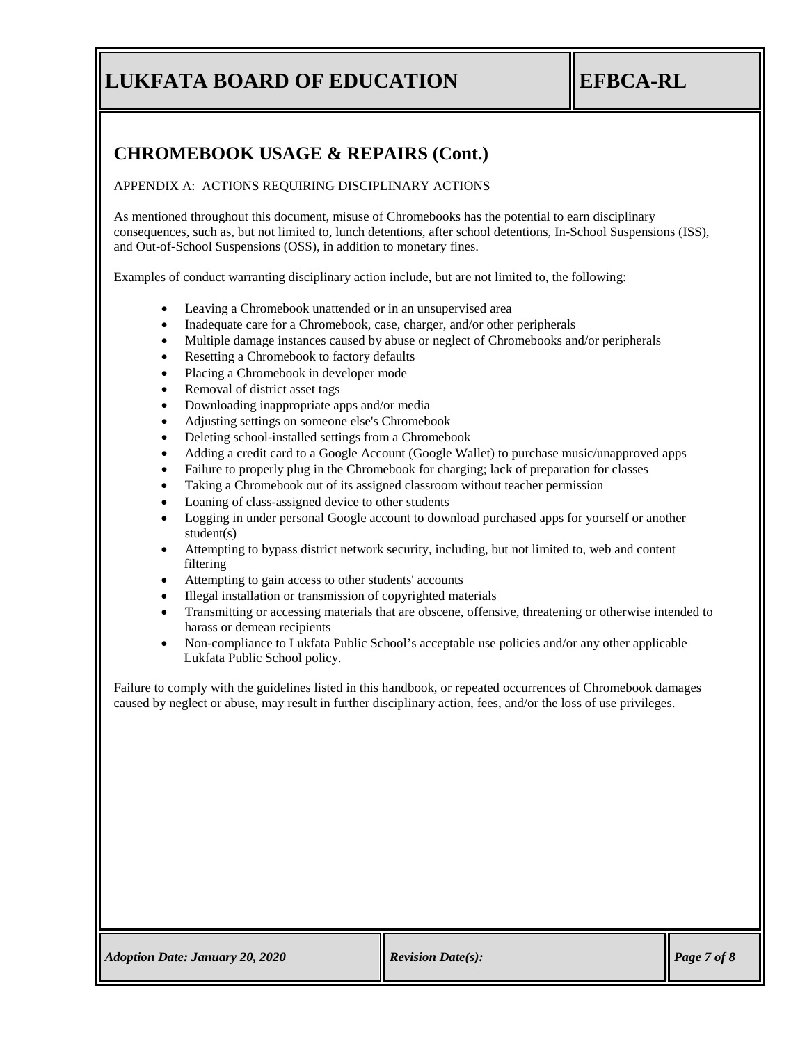## CHROMEBOOK USAGE & REPAIRS (Cont.)

APPENDIX A: ACTIONS REQUIRING DISCIPLINARY ACTIONS

As mentioned throughout this document, misuse of Chromebooks has the potential to earn disciplinary consequences, such as, but not limited to, lunch detentions, after school detentions, In-School Suspensions (ISS), and Out-of-School Suspensions (OSS), in addition to monetary fines.

Examples of conduct warranting disciplinary action include, but are not limited to, the following:

- Leaving a Chromebook unattended or in an unsupervised area
- Inadequate care for a Chromebook, case, charger, and/or other peripherals
- Multiple damage instances caused by abuse or neglect of Chromebooks and/or peripherals
- Resetting a Chromebook to factory defaults
- Placing a Chromebook in developer mode
- Removal of district asset tags
- Downloading inappropriate apps and/or media
- Adjusting settings on someone else's Chromebook
- Deleting school-installed settings from a Chromebook
- Adding a credit card to a Google Account (Google Wallet) to purchase music/unapproved apps
- Failure to properly plug in the Chromebook for charging; lack of preparation for classes
- Taking a Chromebook out of its assigned classroom without teacher permission
- Loaning of class-assigned device to other students
- Logging in under personal Google account to download purchased apps for yourself or another student(s)
- Attempting to bypass district network security, including, but not limited to, web and content filtering
- Attempting to gain access to other students' accounts
- Illegal installation or transmission of copyrighted materials
- Transmitting or accessing materials that are obscene, offensive, threatening or otherwise intended to harass or demean recipients
- Non-compliance to Lukfata Public School's acceptable use policies and/or any other applicable Lukfata Public School policy.

Failure to comply with the guidelines listed in this handbook, or repeated occurrences of Chromebook damages caused by neglect or abuse, may result in further disciplinary action, fees, and/or the loss of use privileges.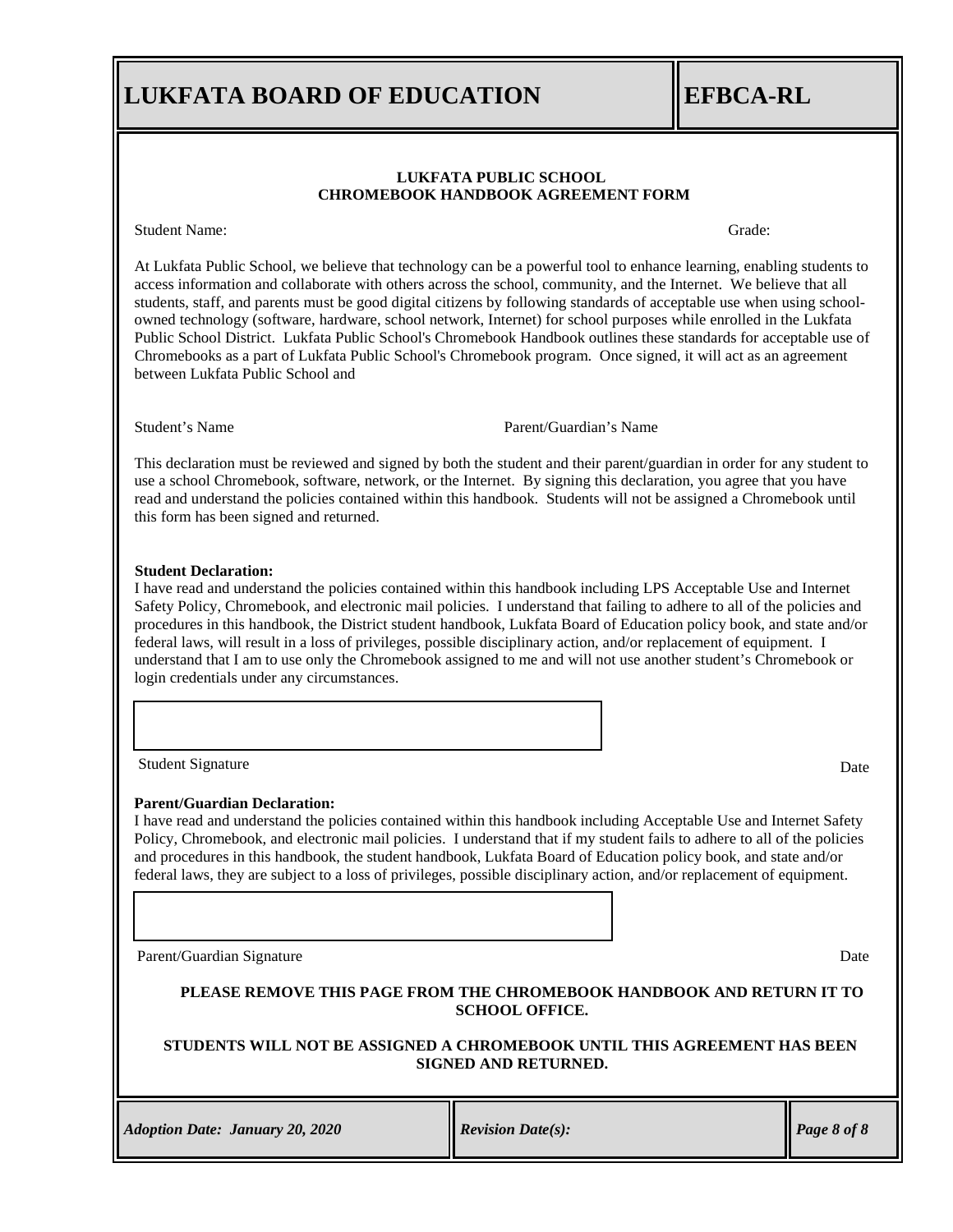# LUKFATA BOARD OF EDUCATION

# EFBCA-RL

**LUKFATA PUBLIC SCHOOL**
**CHROMEBOOK HANDBOOK AGREEMENT FORM**

Student Name: Grade:

At Lukfata Public School, we believe that technology can be a powerful tool to enhance learning, enabling students to access information and collaborate with others across the school, community, and the Internet. We believe that all students, staff, and parents must be good digital citizens by following standards of acceptable use when using school-owned technology (software, hardware, school network, Internet) for school purposes while enrolled in the Lukfata Public School District. Lukfata Public School's Chromebook Handbook outlines these standards for acceptable use of Chromebooks as a part of Lukfata Public School's Chromebook program. Once signed, it will act as an agreement between Lukfata Public School and

Student's Name Parent/Guardian's Name

This declaration must be reviewed and signed by both the student and their parent/guardian in order for any student to use a school Chromebook, software, network, or the Internet. By signing this declaration, you agree that you have read and understand the policies contained within this handbook. Students will not be assigned a Chromebook until this form has been signed and returned.

**Student Declaration:**
I have read and understand the policies contained within this handbook including LPS Acceptable Use and Internet Safety Policy, Chromebook, and electronic mail policies. I understand that failing to adhere to all of the policies and procedures in this handbook, the District student handbook, Lukfata Board of Education policy book, and state and/or federal laws, will result in a loss of privileges, possible disciplinary action, and/or replacement of equipment. I understand that I am to use only the Chromebook assigned to me and will not use another student's Chromebook or login credentials under any circumstances.

Student Signature Date

**Parent/Guardian Declaration:**
I have read and understand the policies contained within this handbook including Acceptable Use and Internet Safety Policy, Chromebook, and electronic mail policies. I understand that if my student fails to adhere to all of the policies and procedures in this handbook, the student handbook, Lukfata Board of Education policy book, and state and/or federal laws, they are subject to a loss of privileges, possible disciplinary action, and/or replacement of equipment.

Parent/Guardian Signature Date

**PLEASE REMOVE THIS PAGE FROM THE CHROMEBOOK HANDBOOK AND RETURN IT TO SCHOOL OFFICE.**

**STUDENTS WILL NOT BE ASSIGNED A CHROMEBOOK UNTIL THIS AGREEMENT HAS BEEN SIGNED AND RETURNED.**

*Adoption Date: January 20, 2020* | *Revision Date(s):*